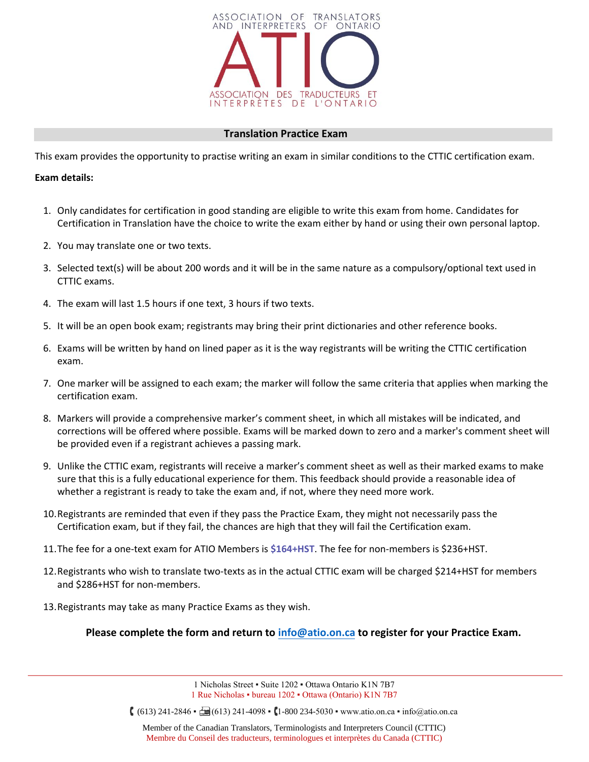ASSOCIATION OF TRANSLATORS AND INTERPRETERS OF ONTARIO

ATIO

ASSOCIATION DES TRADUCTEURS ET INTERPRÈTES DE L'ONTARIO

## Translation Practice Exam

This exam provides the opportunity to practise writing an exam in similar conditions to the CTTIC certification exam.

**Exam details:**

1. Only candidates for certification in good standing are eligible to write this exam from home. Candidates for Certification in Translation have the choice to write the exam either by hand or using their own personal laptop.
2. You may translate one or two texts.
3. Selected text(s) will be about 200 words and it will be in the same nature as a compulsory/optional text used in CTTIC exams.
4. The exam will last 1.5 hours if one text, 3 hours if two texts.
5. It will be an open book exam; registrants may bring their print dictionaries and other reference books.
6. Exams will be written by hand on lined paper as it is the way registrants will be writing the CTTIC certification exam.
7. One marker will be assigned to each exam; the marker will follow the same criteria that applies when marking the certification exam.
8. Markers will provide a comprehensive marker's comment sheet, in which all mistakes will be indicated, and corrections will be offered where possible. Exams will be marked down to zero and a marker's comment sheet will be provided even if a registrant achieves a passing mark.
9. Unlike the CTTIC exam, registrants will receive a marker's comment sheet as well as their marked exams to make sure that this is a fully educational experience for them. This feedback should provide a reasonable idea of whether a registrant is ready to take the exam and, if not, where they need more work.
10. Registrants are reminded that even if they pass the Practice Exam, they might not necessarily pass the Certification exam, but if they fail, the chances are high that they will fail the Certification exam.
11. The fee for a one-text exam for ATIO Members is **$164+HST**. The fee for non-members is $236+HST.
12. Registrants who wish to translate two-texts as in the actual CTTIC exam will be charged $214+HST for members and $286+HST for non-members.
13. Registrants may take as many Practice Exams as they wish.

**Please complete the form and return to [info@atio.on.ca](mailto:info@atio.on.ca) to register for your Practice Exam.**

1 Nicholas Street ▪ Suite 1202 ▪ Ottawa Ontario K1N 7B7
1 Rue Nicholas ▪ bureau 1202 ▪ Ottawa (Ontario) K1N 7B7

(613) 241-2846 ▪ (613) 241-4098 ▪ 1-800 234-5030 ▪ www.atio.on.ca ▪ info@atio.on.ca

Member of the Canadian Translators, Terminologists and Interpreters Council (CTTIC)
Membre du Conseil des traducteurs, terminologues et interprètes du Canada (CTTIC)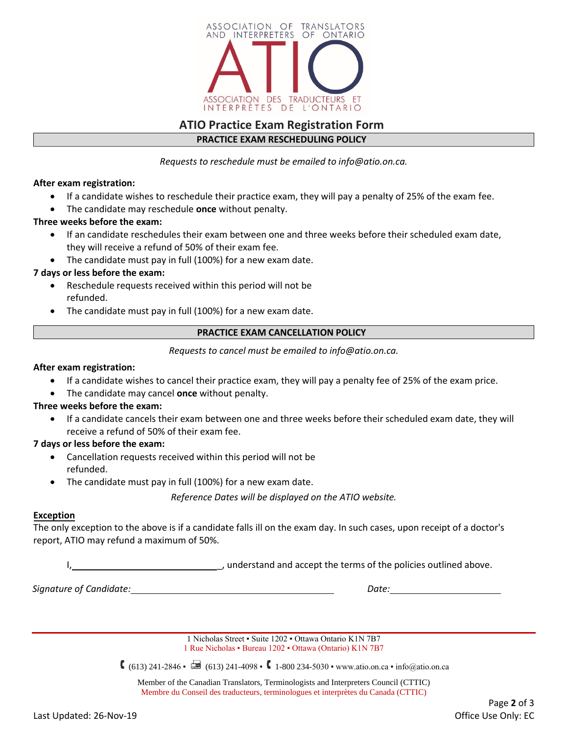# ATIO Practice Exam Registration Form

## PRACTICE EXAM RESCHEDULING POLICY

*Requests to reschedule must be emailed to info@atio.on.ca.*

**After exam registration:**

- If a candidate wishes to reschedule their practice exam, they will pay a penalty of 25% of the exam fee.
- The candidate may reschedule **once** without penalty.

**Three weeks before the exam:**

- If an candidate reschedules their exam between one and three weeks before their scheduled exam date, they will receive a refund of 50% of their exam fee.
- The candidate must pay in full (100%) for a new exam date.

**7 days or less before the exam:**

- Reschedule requests received within this period will not be refunded.
- The candidate must pay in full (100%) for a new exam date.

## PRACTICE EXAM CANCELLATION POLICY

*Requests to cancel must be emailed to info@atio.on.ca.*

**After exam registration:**

- If a candidate wishes to cancel their practice exam, they will pay a penalty fee of 25% of the exam price.
- The candidate may cancel **once** without penalty.

**Three weeks before the exam:**

- If a candidate cancels their exam between one and three weeks before their scheduled exam date, they will receive a refund of 50% of their exam fee.

**7 days or less before the exam:**

- Cancellation requests received within this period will not be refunded.
- The candidate must pay in full (100%) for a new exam date.

*Reference Dates will be displayed on the ATIO website.*

**Exception**

The only exception to the above is if a candidate falls ill on the exam day. In such cases, upon receipt of a doctor's report, ATIO may refund a maximum of 50%.

I, ______________________________, understand and accept the terms of the policies outlined above.

*Signature of Candidate:* ______________________________ *Date:* ____________________

1 Nicholas Street ▪ Suite 1202 ▪ Ottawa Ontario K1N 7B7
1 Rue Nicholas ▪ Bureau 1202 ▪ Ottawa (Ontario) K1N 7B7

(613) 241-2846 ▪ (613) 241-4098 ▪ 1-800 234-5030 ▪ www.atio.on.ca ▪ info@atio.on.ca

Member of the Canadian Translators, Terminologists and Interpreters Council (CTTIC)
Membre du Conseil des traducteurs, terminologues et interprètes du Canada (CTTIC)

Last Updated: 26-Nov-19

Office Use Only: EC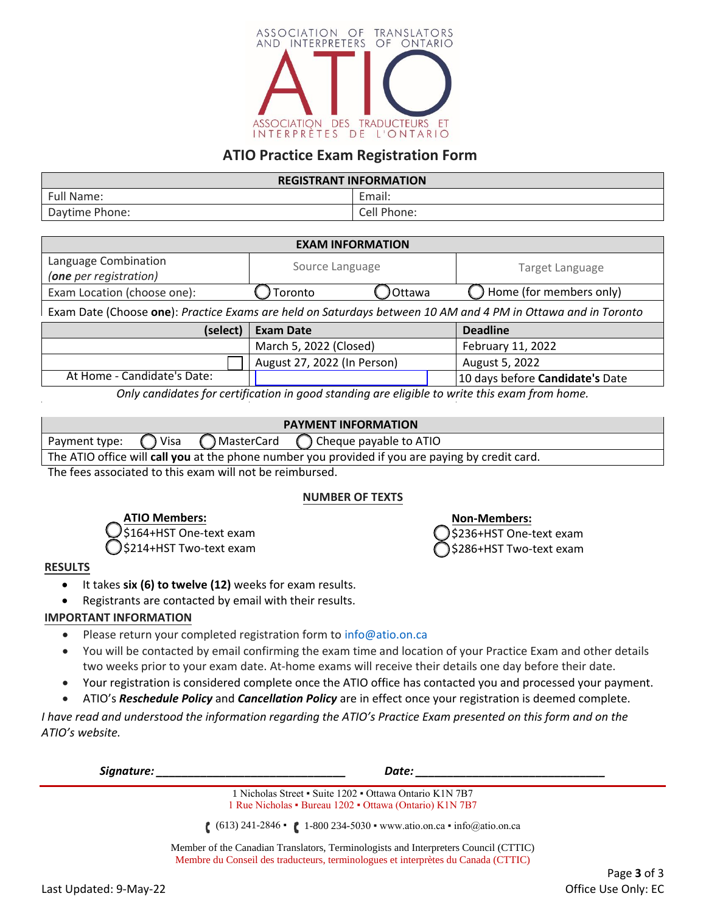ASSOCIATION OF TRANSLATORS AND INTERPRETERS OF ONTARIO

ATIO

ASSOCIATION DES TRADUCTEURS ET INTERPRÈTES DE L'ONTARIO

# ATIO Practice Exam Registration Form

| REGISTRANT INFORMATION | |
|---|---|
| Full Name: | Email: |
| Daytime Phone: | Cell Phone: |

| EXAM INFORMATION | | | |
|---|---|---|---|
| Language Combination (*one per registration*) | Source Language | | Target Language |
| Exam Location (choose one): | ◯ Toronto | ◯ Ottawa | ◯ Home (for members only) |

Exam Date (Choose **one**): *Practice Exams are held on Saturdays between 10 AM and 4 PM in Ottawa and Toronto*

| (select) | Exam Date | Deadline |
|---|---|---|
| | March 5, 2022 (Closed) | February 11, 2022 |
| ☐ | August 27, 2022 (In Person) | August 5, 2022 |
| At Home - Candidate's Date: | | 10 days before **Candidate's** Date |

*Only candidates for certification in good standing are eligible to write this exam from home.*

| PAYMENT INFORMATION |
|---|
| Payment type: ◯ Visa ◯ MasterCard ◯ Cheque payable to ATIO |
| The ATIO office will **call you** at the phone number you provided if you are paying by credit card. |

The fees associated to this exam will not be reimbursed.

**NUMBER OF TEXTS**

**ATIO Members:**
- ◯ $164+HST One-text exam
- ◯ $214+HST Two-text exam

**Non-Members:**
- ◯ $236+HST One-text exam
- ◯ $286+HST Two-text exam

**RESULTS**

- It takes **six (6) to twelve (12)** weeks for exam results.
- Registrants are contacted by email with their results.

**IMPORTANT INFORMATION**

- Please return your completed registration form to info@atio.on.ca
- You will be contacted by email confirming the exam time and location of your Practice Exam and other details two weeks prior to your exam date. At-home exams will receive their details one day before their date.
- Your registration is considered complete once the ATIO office has contacted you and processed your payment.
- ATIO's ***Reschedule Policy*** and ***Cancellation Policy*** are in effect once your registration is deemed complete.

*I have read and understood the information regarding the ATIO's Practice Exam presented on this form and on the ATIO's website.*

***Signature:*** ______________________________ ***Date:*** ______________________________

1 Nicholas Street ▪ Suite 1202 ▪ Ottawa Ontario K1N 7B7
1 Rue Nicholas ▪ Bureau 1202 ▪ Ottawa (Ontario) K1N 7B7

(613) 241-2846 ▪ 1-800 234-5030 ▪ www.atio.on.ca ▪ info@atio.on.ca

Member of the Canadian Translators, Terminologists and Interpreters Council (CTTIC)
Membre du Conseil des traducteurs, terminologues et interprètes du Canada (CTTIC)

Last Updated: 9-May-22

Office Use Only: EC